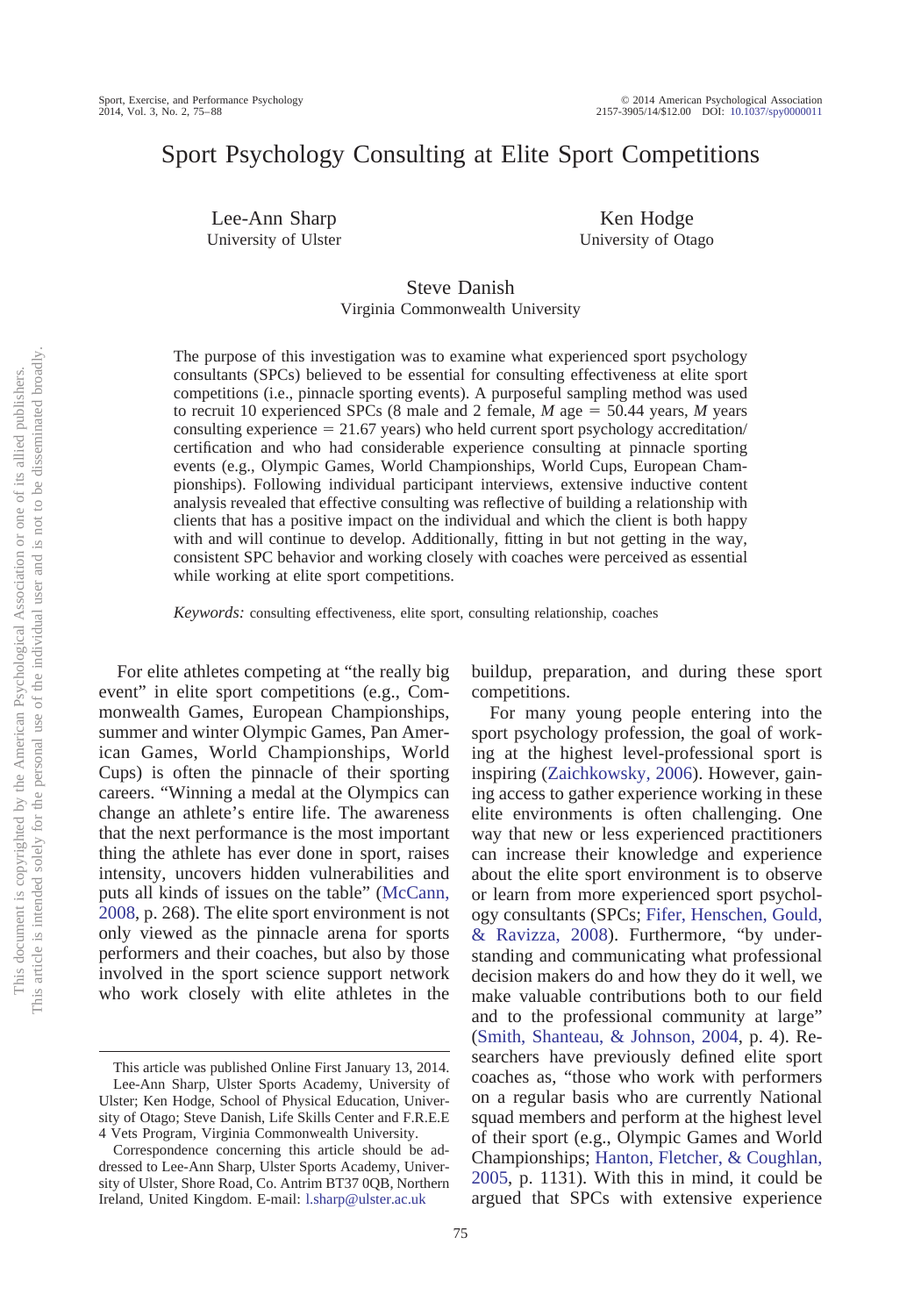# Sport Psychology Consulting at Elite Sport Competitions

Lee-Ann Sharp
University of Ulster

Ken Hodge
University of Otago

Steve Danish
Virginia Commonwealth University

The purpose of this investigation was to examine what experienced sport psychology consultants (SPCs) believed to be essential for consulting effectiveness at elite sport competitions (i.e., pinnacle sporting events). A purposeful sampling method was used to recruit 10 experienced SPCs (8 male and 2 female, $M$ age = 50.44 years, $M$ years consulting experience = 21.67 years) who held current sport psychology accreditation/certification and who had considerable experience consulting at pinnacle sporting events (e.g., Olympic Games, World Championships, World Cups, European Championships). Following individual participant interviews, extensive inductive content analysis revealed that effective consulting was reflective of building a relationship with clients that has a positive impact on the individual and which the client is both happy with and will continue to develop. Additionally, fitting in but not getting in the way, consistent SPC behavior and working closely with coaches were perceived as essential while working at elite sport competitions.

*Keywords:* consulting effectiveness, elite sport, consulting relationship, coaches

For elite athletes competing at "the really big event" in elite sport competitions (e.g., Commonwealth Games, European Championships, summer and winter Olympic Games, Pan American Games, World Championships, World Cups) is often the pinnacle of their sporting careers. "Winning a medal at the Olympics can change an athlete's entire life. The awareness that the next performance is the most important thing the athlete has ever done in sport, raises intensity, uncovers hidden vulnerabilities and puts all kinds of issues on the table" (McCann, 2008, p. 268). The elite sport environment is not only viewed as the pinnacle arena for sports performers and their coaches, but also by those involved in the sport science support network who work closely with elite athletes in the buildup, preparation, and during these sport competitions.

For many young people entering into the sport psychology profession, the goal of working at the highest level-professional sport is inspiring (Zaichkowsky, 2006). However, gaining access to gather experience working in these elite environments is often challenging. One way that new or less experienced practitioners can increase their knowledge and experience about the elite sport environment is to observe or learn from more experienced sport psychology consultants (SPCs; Fifer, Henschen, Gould, & Ravizza, 2008). Furthermore, "by understanding and communicating what professional decision makers do and how they do it well, we make valuable contributions both to our field and to the professional community at large" (Smith, Shanteau, & Johnson, 2004, p. 4). Researchers have previously defined elite sport coaches as, "those who work with performers on a regular basis who are currently National squad members and perform at the highest level of their sport (e.g., Olympic Games and World Championships; Hanton, Fletcher, & Coughlan, 2005, p. 1131). With this in mind, it could be argued that SPCs with extensive experience

---

This article was published Online First January 13, 2014.

Lee-Ann Sharp, Ulster Sports Academy, University of Ulster; Ken Hodge, School of Physical Education, University of Otago; Steve Danish, Life Skills Center and F.R.E.E 4 Vets Program, Virginia Commonwealth University.

Correspondence concerning this article should be addressed to Lee-Ann Sharp, Ulster Sports Academy, University of Ulster, Shore Road, Co. Antrim BT37 0QB, Northern Ireland, United Kingdom. E-mail: l.sharp@ulster.ac.uk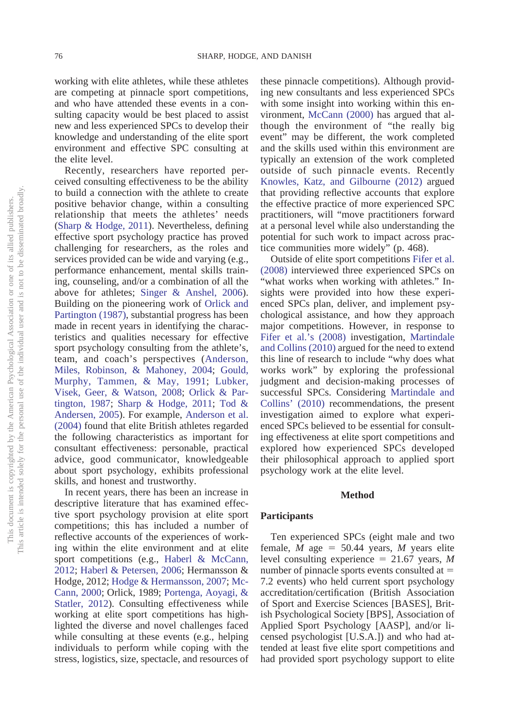working with elite athletes, while these athletes are competing at pinnacle sport competitions, and who have attended these events in a consulting capacity would be best placed to assist new and less experienced SPCs to develop their knowledge and understanding of the elite sport environment and effective SPC consulting at the elite level.

Recently, researchers have reported perceived consulting effectiveness to be the ability to build a connection with the athlete to create positive behavior change, within a consulting relationship that meets the athletes' needs (Sharp & Hodge, 2011). Nevertheless, defining effective sport psychology practice has proved challenging for researchers, as the roles and services provided can be wide and varying (e.g., performance enhancement, mental skills training, counseling, and/or a combination of all the above for athletes; Singer & Anshel, 2006). Building on the pioneering work of Orlick and Partington (1987), substantial progress has been made in recent years in identifying the characteristics and qualities necessary for effective sport psychology consulting from the athlete's, team, and coach's perspectives (Anderson, Miles, Robinson, & Mahoney, 2004; Gould, Murphy, Tammen, & May, 1991; Lubker, Visek, Geer, & Watson, 2008; Orlick & Partington, 1987; Sharp & Hodge, 2011; Tod & Andersen, 2005). For example, Anderson et al. (2004) found that elite British athletes regarded the following characteristics as important for consultant effectiveness: personable, practical advice, good communicator, knowledgeable about sport psychology, exhibits professional skills, and honest and trustworthy.

In recent years, there has been an increase in descriptive literature that has examined effective sport psychology provision at elite sport competitions; this has included a number of reflective accounts of the experiences of working within the elite environment and at elite sport competitions (e.g., Haberl & McCann, 2012; Haberl & Petersen, 2006; Hermansson & Hodge, 2012; Hodge & Hermansson, 2007; McCann, 2000; Orlick, 1989; Portenga, Aoyagi, & Statler, 2012). Consulting effectiveness while working at elite sport competitions has highlighted the diverse and novel challenges faced while consulting at these events (e.g., helping individuals to perform while coping with the stress, logistics, size, spectacle, and resources of these pinnacle competitions). Although providing new consultants and less experienced SPCs with some insight into working within this environment, McCann (2000) has argued that although the environment of "the really big event" may be different, the work completed and the skills used within this environment are typically an extension of the work completed outside of such pinnacle events. Recently Knowles, Katz, and Gilbourne (2012) argued that providing reflective accounts that explore the effective practice of more experienced SPC practitioners, will "move practitioners forward at a personal level while also understanding the potential for such work to impact across practice communities more widely" (p. 468).

Outside of elite sport competitions Fifer et al. (2008) interviewed three experienced SPCs on "what works when working with athletes." Insights were provided into how these experienced SPCs plan, deliver, and implement psychological assistance, and how they approach major competitions. However, in response to Fifer et al.'s (2008) investigation, Martindale and Collins (2010) argued for the need to extend this line of research to include "why does what works work" by exploring the professional judgment and decision-making processes of successful SPCs. Considering Martindale and Collins' (2010) recommendations, the present investigation aimed to explore what experienced SPCs believed to be essential for consulting effectiveness at elite sport competitions and explored how experienced SPCs developed their philosophical approach to applied sport psychology work at the elite level.

## Method

### Participants

Ten experienced SPCs (eight male and two female, *M* age = 50.44 years, *M* years elite level consulting experience = 21.67 years, *M* number of pinnacle sports events consulted at = 7.2 events) who held current sport psychology accreditation/certification (British Association of Sport and Exercise Sciences [BASES], British Psychological Society [BPS], Association of Applied Sport Psychology [AASP], and/or licensed psychologist [U.S.A.]) and who had attended at least five elite sport competitions and had provided sport psychology support to elite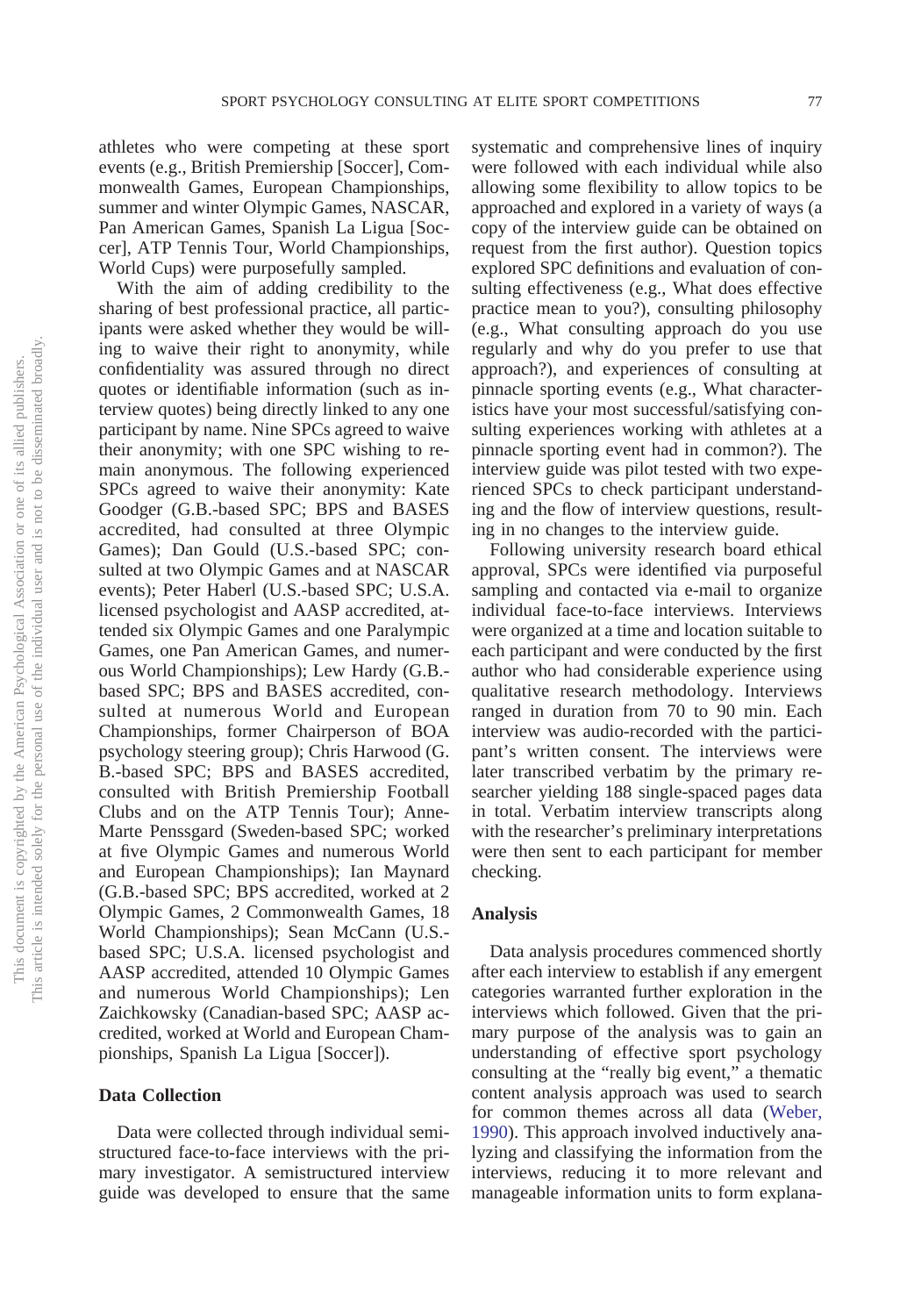athletes who were competing at these sport events (e.g., British Premiership [Soccer], Commonwealth Games, European Championships, summer and winter Olympic Games, NASCAR, Pan American Games, Spanish La Ligua [Soccer], ATP Tennis Tour, World Championships, World Cups) were purposefully sampled.

With the aim of adding credibility to the sharing of best professional practice, all participants were asked whether they would be willing to waive their right to anonymity, while confidentiality was assured through no direct quotes or identifiable information (such as interview quotes) being directly linked to any one participant by name. Nine SPCs agreed to waive their anonymity; with one SPC wishing to remain anonymous. The following experienced SPCs agreed to waive their anonymity: Kate Goodger (G.B.-based SPC; BPS and BASES accredited, had consulted at three Olympic Games); Dan Gould (U.S.-based SPC; consulted at two Olympic Games and at NASCAR events); Peter Haberl (U.S.-based SPC; U.S.A. licensed psychologist and AASP accredited, attended six Olympic Games and one Paralympic Games, one Pan American Games, and numerous World Championships); Lew Hardy (G.B.-based SPC; BPS and BASES accredited, consulted at numerous World and European Championships, former Chairperson of BOA psychology steering group); Chris Harwood (G. B.-based SPC; BPS and BASES accredited, consulted with British Premiership Football Clubs and on the ATP Tennis Tour); Anne-Marte Penssgard (Sweden-based SPC; worked at five Olympic Games and numerous World and European Championships); Ian Maynard (G.B.-based SPC; BPS accredited, worked at 2 Olympic Games, 2 Commonwealth Games, 18 World Championships); Sean McCann (U.S.-based SPC; U.S.A. licensed psychologist and AASP accredited, attended 10 Olympic Games and numerous World Championships); Len Zaichkowsky (Canadian-based SPC; AASP accredited, worked at World and European Championships, Spanish La Ligua [Soccer]).

### Data Collection

Data were collected through individual semistructured face-to-face interviews with the primary investigator. A semistructured interview guide was developed to ensure that the same systematic and comprehensive lines of inquiry were followed with each individual while also allowing some flexibility to allow topics to be approached and explored in a variety of ways (a copy of the interview guide can be obtained on request from the first author). Question topics explored SPC definitions and evaluation of consulting effectiveness (e.g., What does effective practice mean to you?), consulting philosophy (e.g., What consulting approach do you use regularly and why do you prefer to use that approach?), and experiences of consulting at pinnacle sporting events (e.g., What characteristics have your most successful/satisfying consulting experiences working with athletes at a pinnacle sporting event had in common?). The interview guide was pilot tested with two experienced SPCs to check participant understanding and the flow of interview questions, resulting in no changes to the interview guide.

Following university research board ethical approval, SPCs were identified via purposeful sampling and contacted via e-mail to organize individual face-to-face interviews. Interviews were organized at a time and location suitable to each participant and were conducted by the first author who had considerable experience using qualitative research methodology. Interviews ranged in duration from 70 to 90 min. Each interview was audio-recorded with the participant's written consent. The interviews were later transcribed verbatim by the primary researcher yielding 188 single-spaced pages data in total. Verbatim interview transcripts along with the researcher's preliminary interpretations were then sent to each participant for member checking.

### Analysis

Data analysis procedures commenced shortly after each interview to establish if any emergent categories warranted further exploration in the interviews which followed. Given that the primary purpose of the analysis was to gain an understanding of effective sport psychology consulting at the "really big event," a thematic content analysis approach was used to search for common themes across all data (Weber, 1990). This approach involved inductively analyzing and classifying the information from the interviews, reducing it to more relevant and manageable information units to form explana-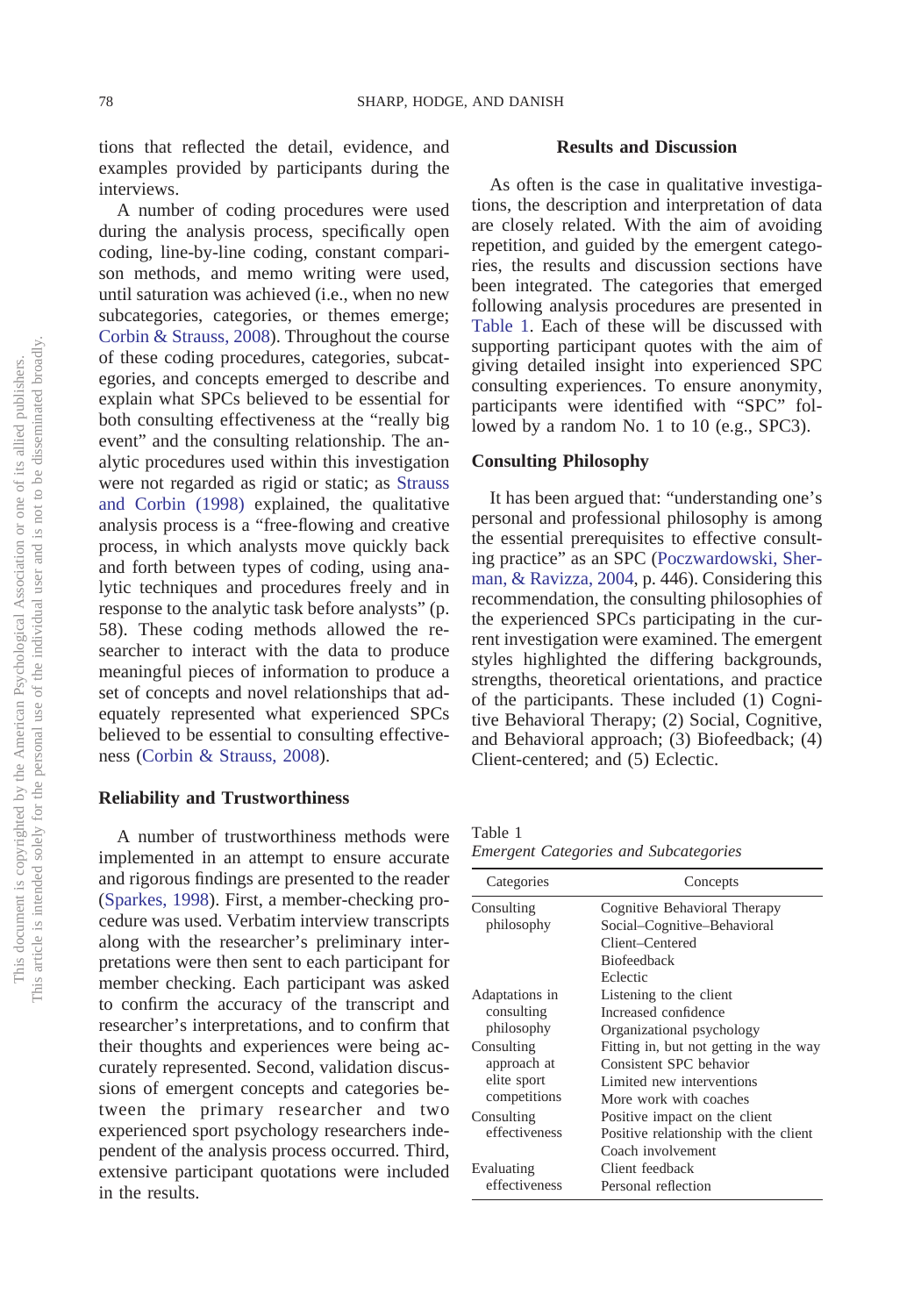tions that reflected the detail, evidence, and examples provided by participants during the interviews.

A number of coding procedures were used during the analysis process, specifically open coding, line-by-line coding, constant comparison methods, and memo writing were used, until saturation was achieved (i.e., when no new subcategories, categories, or themes emerge; Corbin & Strauss, 2008). Throughout the course of these coding procedures, categories, subcategories, and concepts emerged to describe and explain what SPCs believed to be essential for both consulting effectiveness at the "really big event" and the consulting relationship. The analytic procedures used within this investigation were not regarded as rigid or static; as Strauss and Corbin (1998) explained, the qualitative analysis process is a "free-flowing and creative process, in which analysts move quickly back and forth between types of coding, using analytic techniques and procedures freely and in response to the analytic task before analysts" (p. 58). These coding methods allowed the researcher to interact with the data to produce meaningful pieces of information to produce a set of concepts and novel relationships that adequately represented what experienced SPCs believed to be essential to consulting effectiveness (Corbin & Strauss, 2008).

### Reliability and Trustworthiness

A number of trustworthiness methods were implemented in an attempt to ensure accurate and rigorous findings are presented to the reader (Sparkes, 1998). First, a member-checking procedure was used. Verbatim interview transcripts along with the researcher's preliminary interpretations were then sent to each participant for member checking. Each participant was asked to confirm the accuracy of the transcript and researcher's interpretations, and to confirm that their thoughts and experiences were being accurately represented. Second, validation discussions of emergent concepts and categories between the primary researcher and two experienced sport psychology researchers independent of the analysis process occurred. Third, extensive participant quotations were included in the results.

## Results and Discussion

As often is the case in qualitative investigations, the description and interpretation of data are closely related. With the aim of avoiding repetition, and guided by the emergent categories, the results and discussion sections have been integrated. The categories that emerged following analysis procedures are presented in Table 1. Each of these will be discussed with supporting participant quotes with the aim of giving detailed insight into experienced SPC consulting experiences. To ensure anonymity, participants were identified with "SPC" followed by a random No. 1 to 10 (e.g., SPC3).

### Consulting Philosophy

It has been argued that: "understanding one's personal and professional philosophy is among the essential prerequisites to effective consulting practice" as an SPC (Poczwardowski, Sherman, & Ravizza, 2004, p. 446). Considering this recommendation, the consulting philosophies of the experienced SPCs participating in the current investigation were examined. The emergent styles highlighted the differing backgrounds, strengths, theoretical orientations, and practice of the participants. These included (1) Cognitive Behavioral Therapy; (2) Social, Cognitive, and Behavioral approach; (3) Biofeedback; (4) Client-centered; and (5) Eclectic.

Table 1
*Emergent Categories and Subcategories*

| Categories | Concepts |
|---|---|
| Consulting philosophy | Cognitive Behavioral Therapy |
| | Social–Cognitive–Behavioral |
| | Client–Centered |
| | Biofeedback |
| | Eclectic |
| Adaptations in consulting philosophy | Listening to the client |
| | Increased confidence |
| | Organizational psychology |
| Consulting approach at elite sport competitions | Fitting in, but not getting in the way |
| | Consistent SPC behavior |
| | Limited new interventions |
| | More work with coaches |
| Consulting effectiveness | Positive impact on the client |
| | Positive relationship with the client |
| | Coach involvement |
| Evaluating effectiveness | Client feedback |
| | Personal reflection |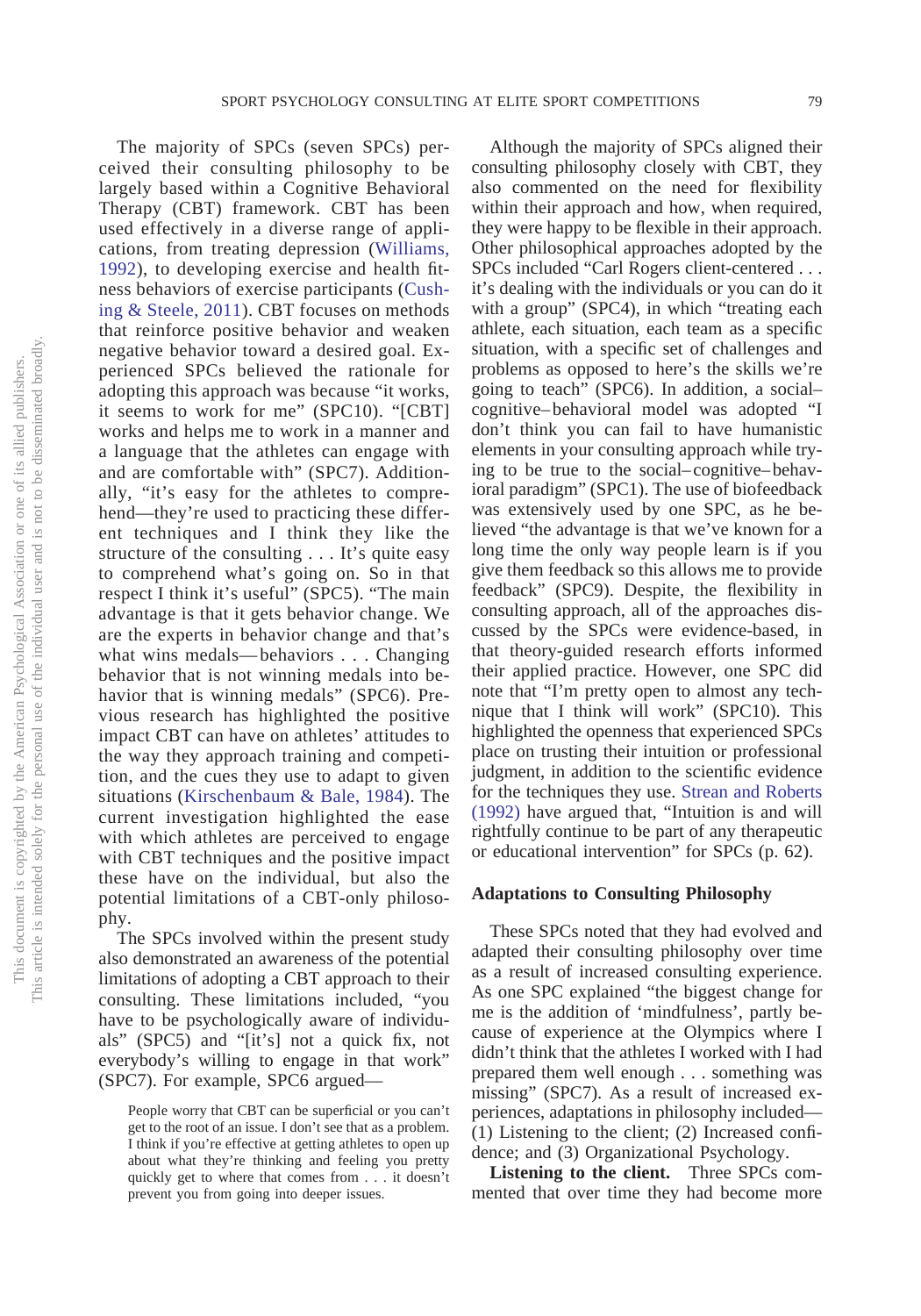The majority of SPCs (seven SPCs) perceived their consulting philosophy to be largely based within a Cognitive Behavioral Therapy (CBT) framework. CBT has been used effectively in a diverse range of applications, from treating depression (Williams, 1992), to developing exercise and health fitness behaviors of exercise participants (Cushing & Steele, 2011). CBT focuses on methods that reinforce positive behavior and weaken negative behavior toward a desired goal. Experienced SPCs believed the rationale for adopting this approach was because "it works, it seems to work for me" (SPC10). "[CBT] works and helps me to work in a manner and a language that the athletes can engage with and are comfortable with" (SPC7). Additionally, "it's easy for the athletes to comprehend—they're used to practicing these different techniques and I think they like the structure of the consulting . . . It's quite easy to comprehend what's going on. So in that respect I think it's useful" (SPC5). "The main advantage is that it gets behavior change. We are the experts in behavior change and that's what wins medals—behaviors . . . Changing behavior that is not winning medals into behavior that is winning medals" (SPC6). Previous research has highlighted the positive impact CBT can have on athletes' attitudes to the way they approach training and competition, and the cues they use to adapt to given situations (Kirschenbaum & Bale, 1984). The current investigation highlighted the ease with which athletes are perceived to engage with CBT techniques and the positive impact these have on the individual, but also the potential limitations of a CBT-only philosophy.

The SPCs involved within the present study also demonstrated an awareness of the potential limitations of adopting a CBT approach to their consulting. These limitations included, "you have to be psychologically aware of individuals" (SPC5) and "[it's] not a quick fix, not everybody's willing to engage in that work" (SPC7). For example, SPC6 argued—

> People worry that CBT can be superficial or you can't get to the root of an issue. I don't see that as a problem. I think if you're effective at getting athletes to open up about what they're thinking and feeling you pretty quickly get to where that comes from . . . it doesn't prevent you from going into deeper issues.

Although the majority of SPCs aligned their consulting philosophy closely with CBT, they also commented on the need for flexibility within their approach and how, when required, they were happy to be flexible in their approach. Other philosophical approaches adopted by the SPCs included "Carl Rogers client-centered . . . it's dealing with the individuals or you can do it with a group" (SPC4), in which "treating each athlete, each situation, each team as a specific situation, with a specific set of challenges and problems as opposed to here's the skills we're going to teach" (SPC6). In addition, a social–cognitive–behavioral model was adopted "I don't think you can fail to have humanistic elements in your consulting approach while trying to be true to the social–cognitive–behavioral paradigm" (SPC1). The use of biofeedback was extensively used by one SPC, as he believed "the advantage is that we've known for a long time the only way people learn is if you give them feedback so this allows me to provide feedback" (SPC9). Despite, the flexibility in consulting approach, all of the approaches discussed by the SPCs were evidence-based, in that theory-guided research efforts informed their applied practice. However, one SPC did note that "I'm pretty open to almost any technique that I think will work" (SPC10). This highlighted the openness that experienced SPCs place on trusting their intuition or professional judgment, in addition to the scientific evidence for the techniques they use. Strean and Roberts (1992) have argued that, "Intuition is and will rightfully continue to be part of any therapeutic or educational intervention" for SPCs (p. 62).

### Adaptations to Consulting Philosophy

These SPCs noted that they had evolved and adapted their consulting philosophy over time as a result of increased consulting experience. As one SPC explained "the biggest change for me is the addition of 'mindfulness', partly because of experience at the Olympics where I didn't think that the athletes I worked with I had prepared them well enough . . . something was missing" (SPC7). As a result of increased experiences, adaptations in philosophy included—(1) Listening to the client; (2) Increased confidence; and (3) Organizational Psychology.

**Listening to the client.** Three SPCs commented that over time they had become more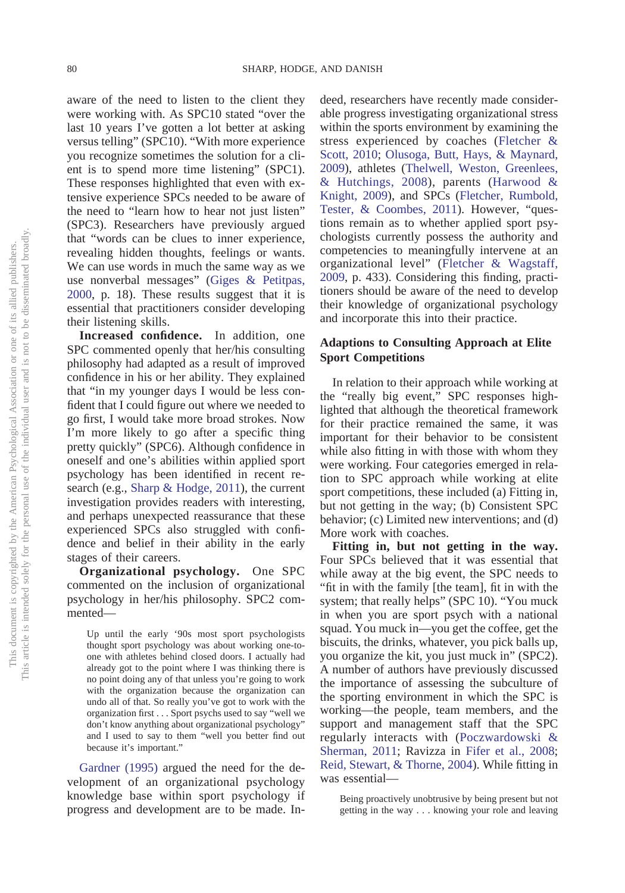aware of the need to listen to the client they were working with. As SPC10 stated "over the last 10 years I've gotten a lot better at asking versus telling" (SPC10). "With more experience you recognize sometimes the solution for a client is to spend more time listening" (SPC1). These responses highlighted that even with extensive experience SPCs needed to be aware of the need to "learn how to hear not just listen" (SPC3). Researchers have previously argued that "words can be clues to inner experience, revealing hidden thoughts, feelings or wants. We can use words in much the same way as we use nonverbal messages" (Giges & Petitpas, 2000, p. 18). These results suggest that it is essential that practitioners consider developing their listening skills.

**Increased confidence.** In addition, one SPC commented openly that her/his consulting philosophy had adapted as a result of improved confidence in his or her ability. They explained that "in my younger days I would be less confident that I could figure out where we needed to go first, I would take more broad strokes. Now I'm more likely to go after a specific thing pretty quickly" (SPC6). Although confidence in oneself and one's abilities within applied sport psychology has been identified in recent research (e.g., Sharp & Hodge, 2011), the current investigation provides readers with interesting, and perhaps unexpected reassurance that these experienced SPCs also struggled with confidence and belief in their ability in the early stages of their careers.

**Organizational psychology.** One SPC commented on the inclusion of organizational psychology in her/his philosophy. SPC2 commented—

> Up until the early '90s most sport psychologists thought sport psychology was about working one-to-one with athletes behind closed doors. I actually had already got to the point where I was thinking there is no point doing any of that unless you're going to work with the organization because the organization can undo all of that. So really you've got to work with the organization first . . . Sport psychs used to say "well we don't know anything about organizational psychology" and I used to say to them "well you better find out because it's important."

Gardner (1995) argued the need for the development of an organizational psychology knowledge base within sport psychology if progress and development are to be made. Indeed, researchers have recently made considerable progress investigating organizational stress within the sports environment by examining the stress experienced by coaches (Fletcher & Scott, 2010; Olusoga, Butt, Hays, & Maynard, 2009), athletes (Thelwell, Weston, Greenlees, & Hutchings, 2008), parents (Harwood & Knight, 2009), and SPCs (Fletcher, Rumbold, Tester, & Coombes, 2011). However, "questions remain as to whether applied sport psychologists currently possess the authority and competencies to meaningfully intervene at an organizational level" (Fletcher & Wagstaff, 2009, p. 433). Considering this finding, practitioners should be aware of the need to develop their knowledge of organizational psychology and incorporate this into their practice.

### Adaptions to Consulting Approach at Elite Sport Competitions

In relation to their approach while working at the "really big event," SPC responses highlighted that although the theoretical framework for their practice remained the same, it was important for their behavior to be consistent while also fitting in with those with whom they were working. Four categories emerged in relation to SPC approach while working at elite sport competitions, these included (a) Fitting in, but not getting in the way; (b) Consistent SPC behavior; (c) Limited new interventions; and (d) More work with coaches.

**Fitting in, but not getting in the way.** Four SPCs believed that it was essential that while away at the big event, the SPC needs to "fit in with the family [the team], fit in with the system; that really helps" (SPC 10). "You muck in when you are sport psych with a national squad. You muck in—you get the coffee, get the biscuits, the drinks, whatever, you pick balls up, you organize the kit, you just muck in" (SPC2). A number of authors have previously discussed the importance of assessing the subculture of the sporting environment in which the SPC is working—the people, team members, and the support and management staff that the SPC regularly interacts with (Poczwardowski & Sherman, 2011; Ravizza in Fifer et al., 2008; Reid, Stewart, & Thorne, 2004). While fitting in was essential—

> Being proactively unobtrusive by being present but not getting in the way . . . knowing your role and leaving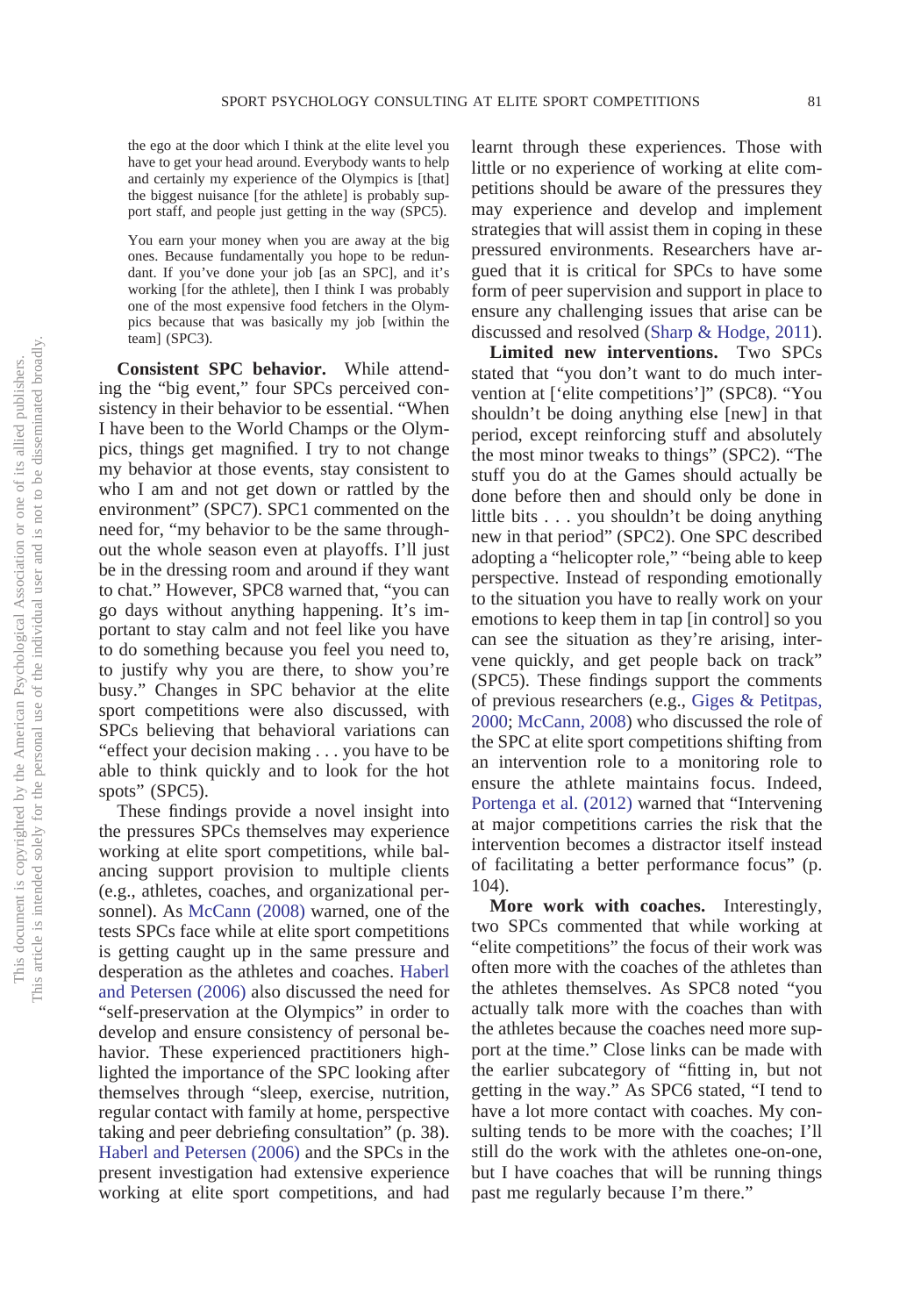> the ego at the door which I think at the elite level you have to get your head around. Everybody wants to help and certainly my experience of the Olympics is [that] the biggest nuisance [for the athlete] is probably support staff, and people just getting in the way (SPC5).

> You earn your money when you are away at the big ones. Because fundamentally you hope to be redundant. If you've done your job [as an SPC], and it's working [for the athlete], then I think I was probably one of the most expensive food fetchers in the Olympics because that was basically my job [within the team] (SPC3).

**Consistent SPC behavior.** While attending the "big event," four SPCs perceived consistency in their behavior to be essential. "When I have been to the World Champs or the Olympics, things get magnified. I try to not change my behavior at those events, stay consistent to who I am and not get down or rattled by the environment" (SPC7). SPC1 commented on the need for, "my behavior to be the same throughout the whole season even at playoffs. I'll just be in the dressing room and around if they want to chat." However, SPC8 warned that, "you can go days without anything happening. It's important to stay calm and not feel like you have to do something because you feel you need to, to justify why you are there, to show you're busy." Changes in SPC behavior at the elite sport competitions were also discussed, with SPCs believing that behavioral variations can "effect your decision making . . . you have to be able to think quickly and to look for the hot spots" (SPC5).

These findings provide a novel insight into the pressures SPCs themselves may experience working at elite sport competitions, while balancing support provision to multiple clients (e.g., athletes, coaches, and organizational personnel). As McCann (2008) warned, one of the tests SPCs face while at elite sport competitions is getting caught up in the same pressure and desperation as the athletes and coaches. Haberl and Petersen (2006) also discussed the need for "self-preservation at the Olympics" in order to develop and ensure consistency of personal behavior. These experienced practitioners highlighted the importance of the SPC looking after themselves through "sleep, exercise, nutrition, regular contact with family at home, perspective taking and peer debriefing consultation" (p. 38). Haberl and Petersen (2006) and the SPCs in the present investigation had extensive experience working at elite sport competitions, and had learnt through these experiences. Those with little or no experience of working at elite competitions should be aware of the pressures they may experience and develop and implement strategies that will assist them in coping in these pressured environments. Researchers have argued that it is critical for SPCs to have some form of peer supervision and support in place to ensure any challenging issues that arise can be discussed and resolved (Sharp & Hodge, 2011).

**Limited new interventions.** Two SPCs stated that "you don't want to do much intervention at ['elite competitions']" (SPC8). "You shouldn't be doing anything else [new] in that period, except reinforcing stuff and absolutely the most minor tweaks to things" (SPC2). "The stuff you do at the Games should actually be done before then and should only be done in little bits . . . you shouldn't be doing anything new in that period" (SPC2). One SPC described adopting a "helicopter role," "being able to keep perspective. Instead of responding emotionally to the situation you have to really work on your emotions to keep them in tap [in control] so you can see the situation as they're arising, intervene quickly, and get people back on track" (SPC5). These findings support the comments of previous researchers (e.g., Giges & Petitpas, 2000; McCann, 2008) who discussed the role of the SPC at elite sport competitions shifting from an intervention role to a monitoring role to ensure the athlete maintains focus. Indeed, Portenga et al. (2012) warned that "Intervening at major competitions carries the risk that the intervention becomes a distractor itself instead of facilitating a better performance focus" (p. 104).

**More work with coaches.** Interestingly, two SPCs commented that while working at "elite competitions" the focus of their work was often more with the coaches of the athletes than the athletes themselves. As SPC8 noted "you actually talk more with the coaches than with the athletes because the coaches need more support at the time." Close links can be made with the earlier subcategory of "fitting in, but not getting in the way." As SPC6 stated, "I tend to have a lot more contact with coaches. My consulting tends to be more with the coaches; I'll still do the work with the athletes one-on-one, but I have coaches that will be running things past me regularly because I'm there."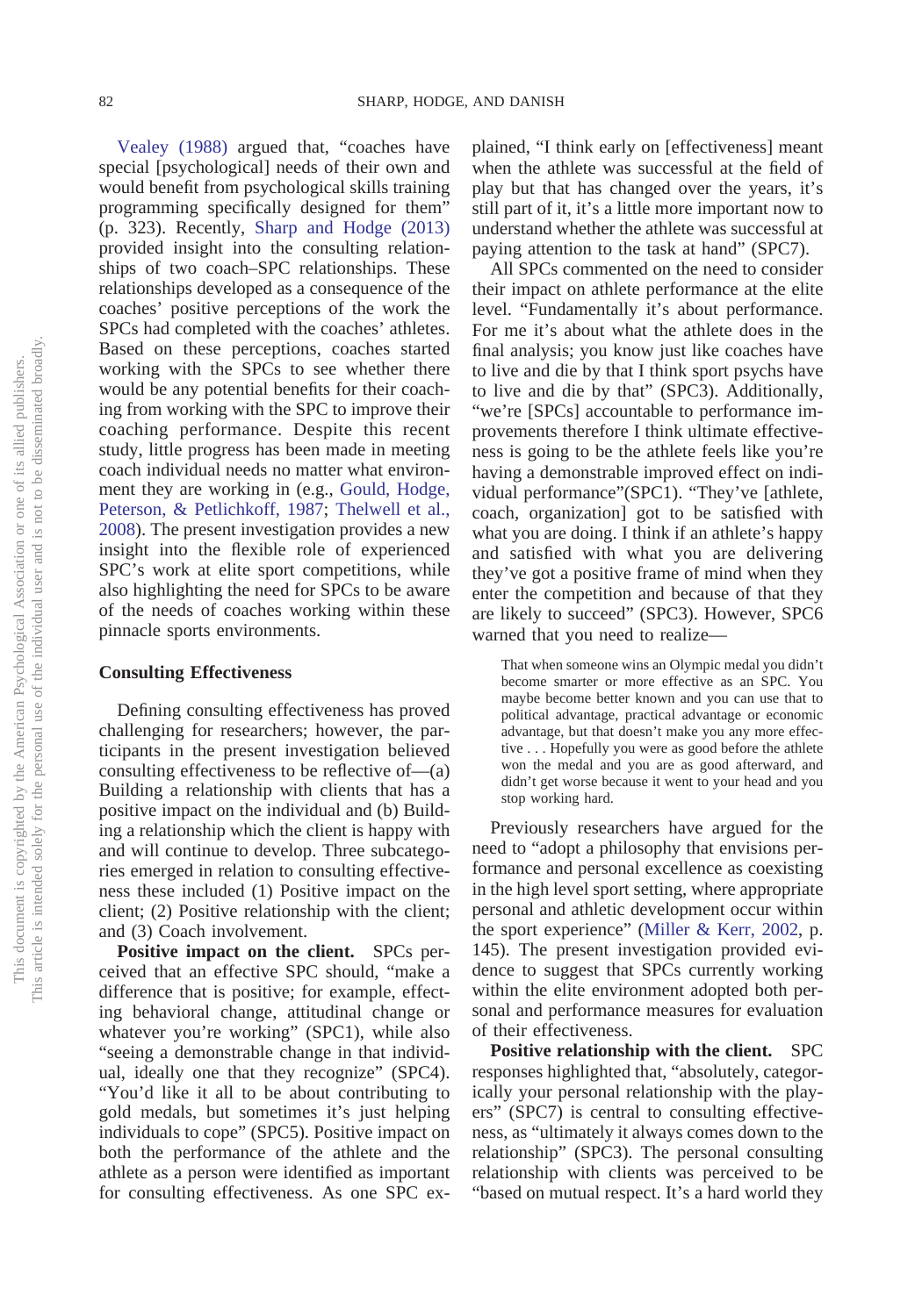Vealey (1988) argued that, "coaches have special [psychological] needs of their own and would benefit from psychological skills training programming specifically designed for them" (p. 323). Recently, Sharp and Hodge (2013) provided insight into the consulting relationships of two coach–SPC relationships. These relationships developed as a consequence of the coaches' positive perceptions of the work the SPCs had completed with the coaches' athletes. Based on these perceptions, coaches started working with the SPCs to see whether there would be any potential benefits for their coaching from working with the SPC to improve their coaching performance. Despite this recent study, little progress has been made in meeting coach individual needs no matter what environment they are working in (e.g., Gould, Hodge, Peterson, & Petlichkoff, 1987; Thelwell et al., 2008). The present investigation provides a new insight into the flexible role of experienced SPC's work at elite sport competitions, while also highlighting the need for SPCs to be aware of the needs of coaches working within these pinnacle sports environments.

## Consulting Effectiveness

Defining consulting effectiveness has proved challenging for researchers; however, the participants in the present investigation believed consulting effectiveness to be reflective of—(a) Building a relationship with clients that has a positive impact on the individual and (b) Building a relationship which the client is happy with and will continue to develop. Three subcategories emerged in relation to consulting effectiveness these included (1) Positive impact on the client; (2) Positive relationship with the client; and (3) Coach involvement.

**Positive impact on the client.** SPCs perceived that an effective SPC should, "make a difference that is positive; for example, effecting behavioral change, attitudinal change or whatever you're working" (SPC1), while also "seeing a demonstrable change in that individual, ideally one that they recognize" (SPC4). "You'd like it all to be about contributing to gold medals, but sometimes it's just helping individuals to cope" (SPC5). Positive impact on both the performance of the athlete and the athlete as a person were identified as important for consulting effectiveness. As one SPC explained, "I think early on [effectiveness] meant when the athlete was successful at the field of play but that has changed over the years, it's still part of it, it's a little more important now to understand whether the athlete was successful at paying attention to the task at hand" (SPC7).

All SPCs commented on the need to consider their impact on athlete performance at the elite level. "Fundamentally it's about performance. For me it's about what the athlete does in the final analysis; you know just like coaches have to live and die by that I think sport psychs have to live and die by that" (SPC3). Additionally, "we're [SPCs] accountable to performance improvements therefore I think ultimate effectiveness is going to be the athlete feels like you're having a demonstrable improved effect on individual performance"(SPC1). "They've [athlete, coach, organization] got to be satisfied with what you are doing. I think if an athlete's happy and satisfied with what you are delivering they've got a positive frame of mind when they enter the competition and because of that they are likely to succeed" (SPC3). However, SPC6 warned that you need to realize—

> That when someone wins an Olympic medal you didn't become smarter or more effective as an SPC. You maybe become better known and you can use that to political advantage, practical advantage or economic advantage, but that doesn't make you any more effective . . . Hopefully you were as good before the athlete won the medal and you are as good afterward, and didn't get worse because it went to your head and you stop working hard.

Previously researchers have argued for the need to "adopt a philosophy that envisions performance and personal excellence as coexisting in the high level sport setting, where appropriate personal and athletic development occur within the sport experience" (Miller & Kerr, 2002, p. 145). The present investigation provided evidence to suggest that SPCs currently working within the elite environment adopted both personal and performance measures for evaluation of their effectiveness.

**Positive relationship with the client.** SPC responses highlighted that, "absolutely, categorically your personal relationship with the players" (SPC7) is central to consulting effectiveness, as "ultimately it always comes down to the relationship" (SPC3). The personal consulting relationship with clients was perceived to be "based on mutual respect. It's a hard world they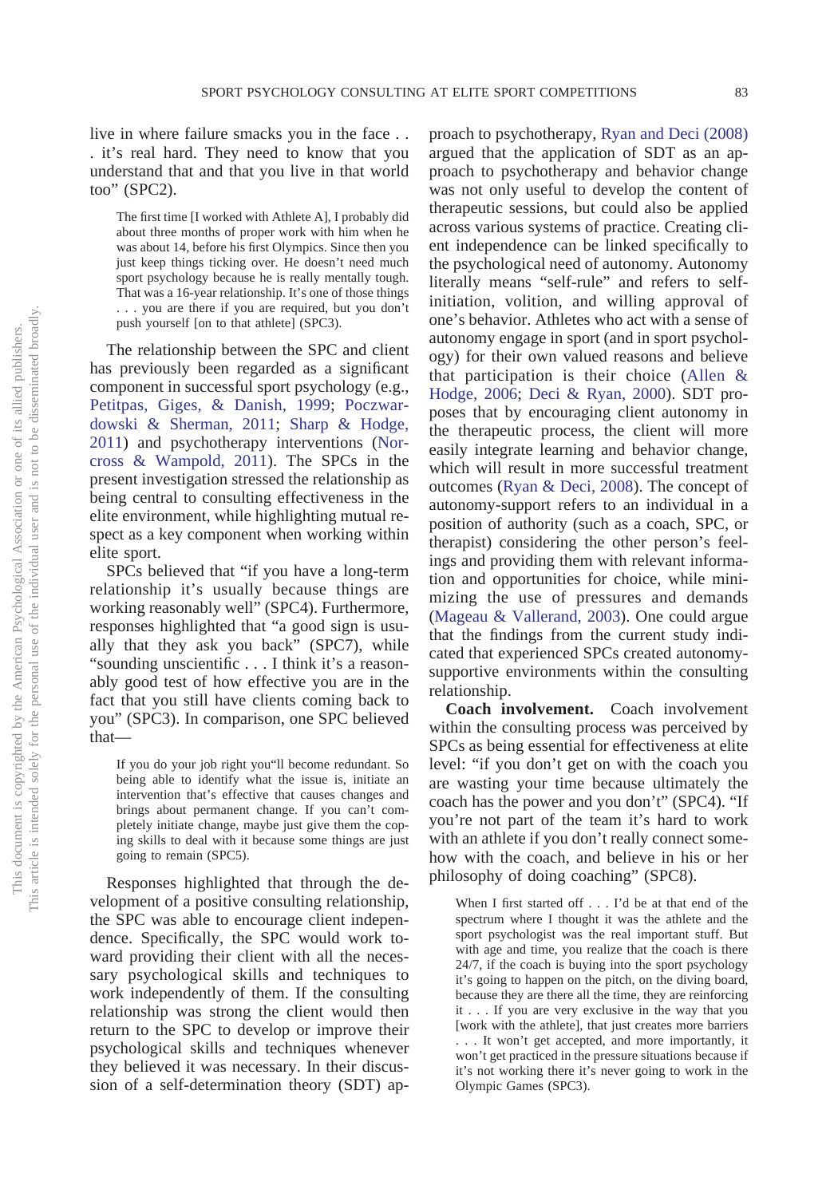live in where failure smacks you in the face . . . it's real hard. They need to know that you understand that and that you live in that world too" (SPC2).

> The first time [I worked with Athlete A], I probably did about three months of proper work with him when he was about 14, before his first Olympics. Since then you just keep things ticking over. He doesn't need much sport psychology because he is really mentally tough. That was a 16-year relationship. It's one of those things . . . you are there if you are required, but you don't push yourself [on to that athlete] (SPC3).

The relationship between the SPC and client has previously been regarded as a significant component in successful sport psychology (e.g., Petitpas, Giges, & Danish, 1999; Poczwardowski & Sherman, 2011; Sharp & Hodge, 2011) and psychotherapy interventions (Norcross & Wampold, 2011). The SPCs in the present investigation stressed the relationship as being central to consulting effectiveness in the elite environment, while highlighting mutual respect as a key component when working within elite sport.

SPCs believed that "if you have a long-term relationship it's usually because things are working reasonably well" (SPC4). Furthermore, responses highlighted that "a good sign is usually that they ask you back" (SPC7), while "sounding unscientific . . . I think it's a reasonably good test of how effective you are in the fact that you still have clients coming back to you" (SPC3). In comparison, one SPC believed that—

> If you do your job right you"ll become redundant. So being able to identify what the issue is, initiate an intervention that's effective that causes changes and brings about permanent change. If you can't completely initiate change, maybe just give them the coping skills to deal with it because some things are just going to remain (SPC5).

Responses highlighted that through the development of a positive consulting relationship, the SPC was able to encourage client independence. Specifically, the SPC would work toward providing their client with all the necessary psychological skills and techniques to work independently of them. If the consulting relationship was strong the client would then return to the SPC to develop or improve their psychological skills and techniques whenever they believed it was necessary. In their discussion of a self-determination theory (SDT) approach to psychotherapy, Ryan and Deci (2008) argued that the application of SDT as an approach to psychotherapy and behavior change was not only useful to develop the content of therapeutic sessions, but could also be applied across various systems of practice. Creating client independence can be linked specifically to the psychological need of autonomy. Autonomy literally means "self-rule" and refers to self-initiation, volition, and willing approval of one's behavior. Athletes who act with a sense of autonomy engage in sport (and in sport psychology) for their own valued reasons and believe that participation is their choice (Allen & Hodge, 2006; Deci & Ryan, 2000). SDT proposes that by encouraging client autonomy in the therapeutic process, the client will more easily integrate learning and behavior change, which will result in more successful treatment outcomes (Ryan & Deci, 2008). The concept of autonomy-support refers to an individual in a position of authority (such as a coach, SPC, or therapist) considering the other person's feelings and providing them with relevant information and opportunities for choice, while minimizing the use of pressures and demands (Mageau & Vallerand, 2003). One could argue that the findings from the current study indicated that experienced SPCs created autonomy-supportive environments within the consulting relationship.

**Coach involvement.** Coach involvement within the consulting process was perceived by SPCs as being essential for effectiveness at elite level: "if you don't get on with the coach you are wasting your time because ultimately the coach has the power and you don't" (SPC4). "If you're not part of the team it's hard to work with an athlete if you don't really connect somehow with the coach, and believe in his or her philosophy of doing coaching" (SPC8).

> When I first started off . . . I'd be at that end of the spectrum where I thought it was the athlete and the sport psychologist was the real important stuff. But with age and time, you realize that the coach is there 24/7, if the coach is buying into the sport psychology it's going to happen on the pitch, on the diving board, because they are there all the time, they are reinforcing it . . . If you are very exclusive in the way that you [work with the athlete], that just creates more barriers . . . It won't get accepted, and more importantly, it won't get practiced in the pressure situations because if it's not working there it's never going to work in the Olympic Games (SPC3).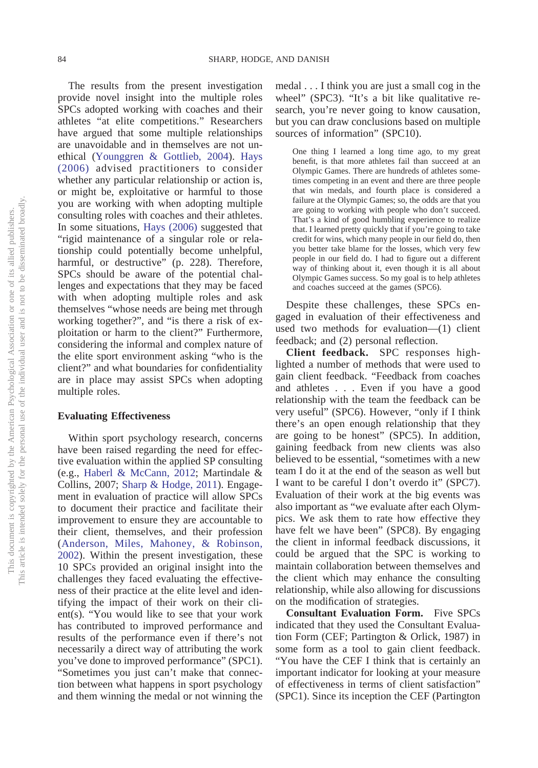The results from the present investigation provide novel insight into the multiple roles SPCs adopted working with coaches and their athletes "at elite competitions." Researchers have argued that some multiple relationships are unavoidable and in themselves are not unethical (Younggren & Gottlieb, 2004). Hays (2006) advised practitioners to consider whether any particular relationship or action is, or might be, exploitative or harmful to those you are working with when adopting multiple consulting roles with coaches and their athletes. In some situations, Hays (2006) suggested that "rigid maintenance of a singular role or relationship could potentially become unhelpful, harmful, or destructive" (p. 228). Therefore, SPCs should be aware of the potential challenges and expectations that they may be faced with when adopting multiple roles and ask themselves "whose needs are being met through working together?", and "is there a risk of exploitation or harm to the client?" Furthermore, considering the informal and complex nature of the elite sport environment asking "who is the client?" and what boundaries for confidentiality are in place may assist SPCs when adopting multiple roles.

### Evaluating Effectiveness

Within sport psychology research, concerns have been raised regarding the need for effective evaluation within the applied SP consulting (e.g., Haberl & McCann, 2012; Martindale & Collins, 2007; Sharp & Hodge, 2011). Engagement in evaluation of practice will allow SPCs to document their practice and facilitate their improvement to ensure they are accountable to their client, themselves, and their profession (Anderson, Miles, Mahoney, & Robinson, 2002). Within the present investigation, these 10 SPCs provided an original insight into the challenges they faced evaluating the effectiveness of their practice at the elite level and identifying the impact of their work on their client(s). "You would like to see that your work has contributed to improved performance and results of the performance even if there's not necessarily a direct way of attributing the work you've done to improved performance" (SPC1). "Sometimes you just can't make that connection between what happens in sport psychology and them winning the medal or not winning the medal . . . I think you are just a small cog in the wheel" (SPC3). "It's a bit like qualitative research, you're never going to know causation, but you can draw conclusions based on multiple sources of information" (SPC10).

> One thing I learned a long time ago, to my great benefit, is that more athletes fail than succeed at an Olympic Games. There are hundreds of athletes sometimes competing in an event and there are three people that win medals, and fourth place is considered a failure at the Olympic Games; so, the odds are that you are going to working with people who don't succeed. That's a kind of good humbling experience to realize that. I learned pretty quickly that if you're going to take credit for wins, which many people in our field do, then you better take blame for the losses, which very few people in our field do. I had to figure out a different way of thinking about it, even though it is all about Olympic Games success. So my goal is to help athletes and coaches succeed at the games (SPC6).

Despite these challenges, these SPCs engaged in evaluation of their effectiveness and used two methods for evaluation—(1) client feedback; and (2) personal reflection.

**Client feedback.** SPC responses highlighted a number of methods that were used to gain client feedback. "Feedback from coaches and athletes . . . Even if you have a good relationship with the team the feedback can be very useful" (SPC6). However, "only if I think there's an open enough relationship that they are going to be honest" (SPC5). In addition, gaining feedback from new clients was also believed to be essential, "sometimes with a new team I do it at the end of the season as well but I want to be careful I don't overdo it" (SPC7). Evaluation of their work at the big events was also important as "we evaluate after each Olympics. We ask them to rate how effective they have felt we have been" (SPC8). By engaging the client in informal feedback discussions, it could be argued that the SPC is working to maintain collaboration between themselves and the client which may enhance the consulting relationship, while also allowing for discussions on the modification of strategies.

**Consultant Evaluation Form.** Five SPCs indicated that they used the Consultant Evaluation Form (CEF; Partington & Orlick, 1987) in some form as a tool to gain client feedback. "You have the CEF I think that is certainly an important indicator for looking at your measure of effectiveness in terms of client satisfaction" (SPC1). Since its inception the CEF (Partington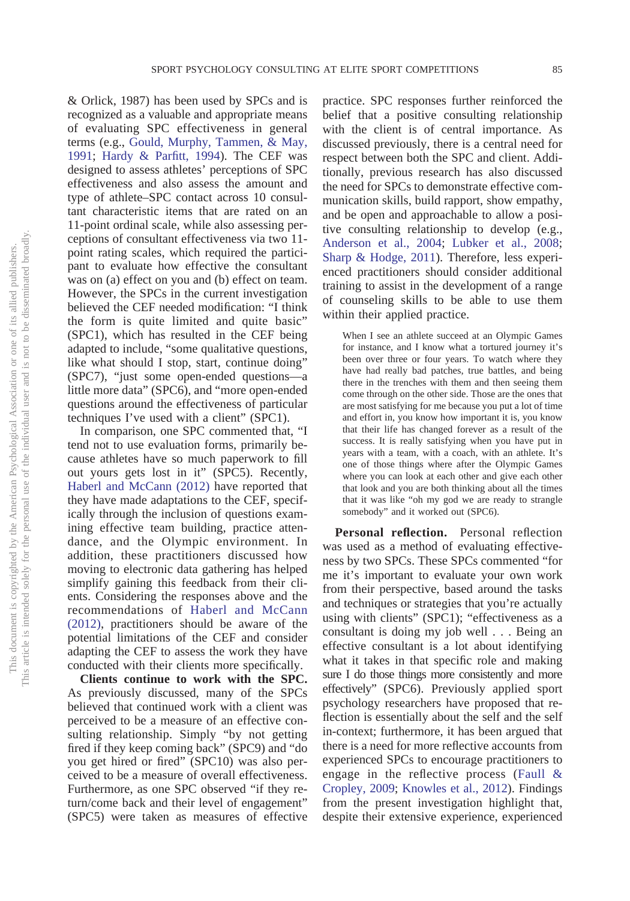& Orlick, 1987) has been used by SPCs and is recognized as a valuable and appropriate means of evaluating SPC effectiveness in general terms (e.g., Gould, Murphy, Tammen, & May, 1991; Hardy & Parfitt, 1994). The CEF was designed to assess athletes' perceptions of SPC effectiveness and also assess the amount and type of athlete–SPC contact across 10 consultant characteristic items that are rated on an 11-point ordinal scale, while also assessing perceptions of consultant effectiveness via two 11-point rating scales, which required the participant to evaluate how effective the consultant was on (a) effect on you and (b) effect on team. However, the SPCs in the current investigation believed the CEF needed modification: "I think the form is quite limited and quite basic" (SPC1), which has resulted in the CEF being adapted to include, "some qualitative questions, like what should I stop, start, continue doing" (SPC7), "just some open-ended questions—a little more data" (SPC6), and "more open-ended questions around the effectiveness of particular techniques I've used with a client" (SPC1).

In comparison, one SPC commented that, "I tend not to use evaluation forms, primarily because athletes have so much paperwork to fill out yours gets lost in it" (SPC5). Recently, Haberl and McCann (2012) have reported that they have made adaptations to the CEF, specifically through the inclusion of questions examining effective team building, practice attendance, and the Olympic environment. In addition, these practitioners discussed how moving to electronic data gathering has helped simplify gaining this feedback from their clients. Considering the responses above and the recommendations of Haberl and McCann (2012), practitioners should be aware of the potential limitations of the CEF and consider adapting the CEF to assess the work they have conducted with their clients more specifically.

**Clients continue to work with the SPC.** As previously discussed, many of the SPCs believed that continued work with a client was perceived to be a measure of an effective consulting relationship. Simply "by not getting fired if they keep coming back" (SPC9) and "do you get hired or fired" (SPC10) was also perceived to be a measure of overall effectiveness. Furthermore, as one SPC observed "if they return/come back and their level of engagement" (SPC5) were taken as measures of effective practice. SPC responses further reinforced the belief that a positive consulting relationship with the client is of central importance. As discussed previously, there is a central need for respect between both the SPC and client. Additionally, previous research has also discussed the need for SPCs to demonstrate effective communication skills, build rapport, show empathy, and be open and approachable to allow a positive consulting relationship to develop (e.g., Anderson et al., 2004; Lubker et al., 2008; Sharp & Hodge, 2011). Therefore, less experienced practitioners should consider additional training to assist in the development of a range of counseling skills to be able to use them within their applied practice.

> When I see an athlete succeed at an Olympic Games for instance, and I know what a tortured journey it's been over three or four years. To watch where they have had really bad patches, true battles, and being there in the trenches with them and then seeing them come through on the other side. Those are the ones that are most satisfying for me because you put a lot of time and effort in, you know how important it is, you know that their life has changed forever as a result of the success. It is really satisfying when you have put in years with a team, with a coach, with an athlete. It's one of those things where after the Olympic Games where you can look at each other and give each other that look and you are both thinking about all the times that it was like "oh my god we are ready to strangle somebody" and it worked out (SPC6).

**Personal reflection.** Personal reflection was used as a method of evaluating effectiveness by two SPCs. These SPCs commented "for me it's important to evaluate your own work from their perspective, based around the tasks and techniques or strategies that you're actually using with clients" (SPC1); "effectiveness as a consultant is doing my job well . . . Being an effective consultant is a lot about identifying what it takes in that specific role and making sure I do those things more consistently and more effectively" (SPC6). Previously applied sport psychology researchers have proposed that reflection is essentially about the self and the self in-context; furthermore, it has been argued that there is a need for more reflective accounts from experienced SPCs to encourage practitioners to engage in the reflective process (Faull & Cropley, 2009; Knowles et al., 2012). Findings from the present investigation highlight that, despite their extensive experience, experienced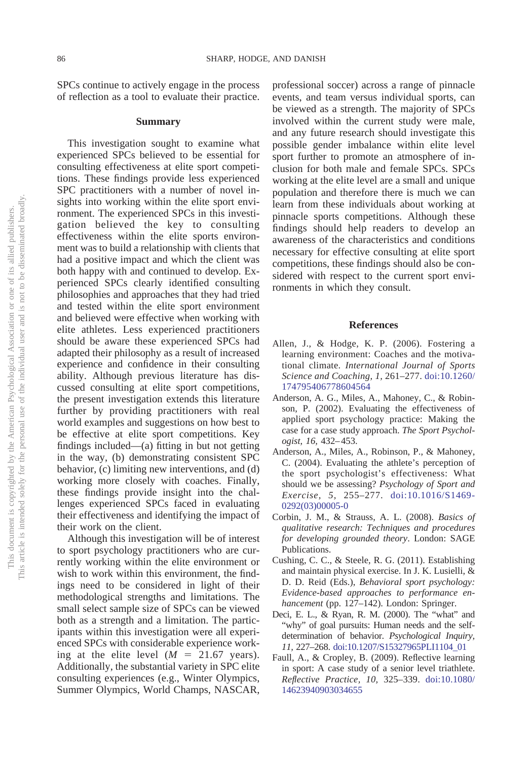SPCs continue to actively engage in the process of reflection as a tool to evaluate their practice.

## Summary

This investigation sought to examine what experienced SPCs believed to be essential for consulting effectiveness at elite sport competitions. These findings provide less experienced SPC practitioners with a number of novel insights into working within the elite sport environment. The experienced SPCs in this investigation believed the key to consulting effectiveness within the elite sports environment was to build a relationship with clients that had a positive impact and which the client was both happy with and continued to develop. Experienced SPCs clearly identified consulting philosophies and approaches that they had tried and tested within the elite sport environment and believed were effective when working with elite athletes. Less experienced practitioners should be aware these experienced SPCs had adapted their philosophy as a result of increased experience and confidence in their consulting ability. Although previous literature has discussed consulting at elite sport competitions, the present investigation extends this literature further by providing practitioners with real world examples and suggestions on how best to be effective at elite sport competitions. Key findings included—(a) fitting in but not getting in the way, (b) demonstrating consistent SPC behavior, (c) limiting new interventions, and (d) working more closely with coaches. Finally, these findings provide insight into the challenges experienced SPCs faced in evaluating their effectiveness and identifying the impact of their work on the client.

Although this investigation will be of interest to sport psychology practitioners who are currently working within the elite environment or wish to work within this environment, the findings need to be considered in light of their methodological strengths and limitations. The small select sample size of SPCs can be viewed both as a strength and a limitation. The participants within this investigation were all experienced SPCs with considerable experience working at the elite level ($M$ = 21.67 years). Additionally, the substantial variety in SPC elite consulting experiences (e.g., Winter Olympics, Summer Olympics, World Champs, NASCAR, professional soccer) across a range of pinnacle events, and team versus individual sports, can be viewed as a strength. The majority of SPCs involved within the current study were male, and any future research should investigate this possible gender imbalance within elite level sport further to promote an atmosphere of inclusion for both male and female SPCs. SPCs working at the elite level are a small and unique population and therefore there is much we can learn from these individuals about working at pinnacle sports competitions. Although these findings should help readers to develop an awareness of the characteristics and conditions necessary for effective consulting at elite sport competitions, these findings should also be considered with respect to the current sport environments in which they consult.

## References

Allen, J., & Hodge, K. P. (2006). Fostering a learning environment: Coaches and the motivational climate. *International Journal of Sports Science and Coaching, 1,* 261–277. doi:10.1260/174795406778604564

Anderson, A. G., Miles, A., Mahoney, C., & Robinson, P. (2002). Evaluating the effectiveness of applied sport psychology practice: Making the case for a case study approach. *The Sport Psychologist, 16,* 432–453.

Anderson, A., Miles, A., Robinson, P., & Mahoney, C. (2004). Evaluating the athlete's perception of the sport psychologist's effectiveness: What should we be assessing? *Psychology of Sport and Exercise, 5,* 255–277. doi:10.1016/S1469-0292(03)00005-0

Corbin, J. M., & Strauss, A. L. (2008). *Basics of qualitative research: Techniques and procedures for developing grounded theory*. London: SAGE Publications.

Cushing, C. C., & Steele, R. G. (2011). Establishing and maintain physical exercise. In J. K. Lusielli, & D. D. Reid (Eds.), *Behavioral sport psychology: Evidence-based approaches to performance enhancement* (pp. 127–142). London: Springer.

Deci, E. L., & Ryan, R. M. (2000). The "what" and "why" of goal pursuits: Human needs and the self-determination of behavior. *Psychological Inquiry, 11,* 227–268. doi:10.1207/S15327965PLI1104_01

Faull, A., & Cropley, B. (2009). Reflective learning in sport: A case study of a senior level triathlete. *Reflective Practice, 10,* 325–339. doi:10.1080/14623940903034655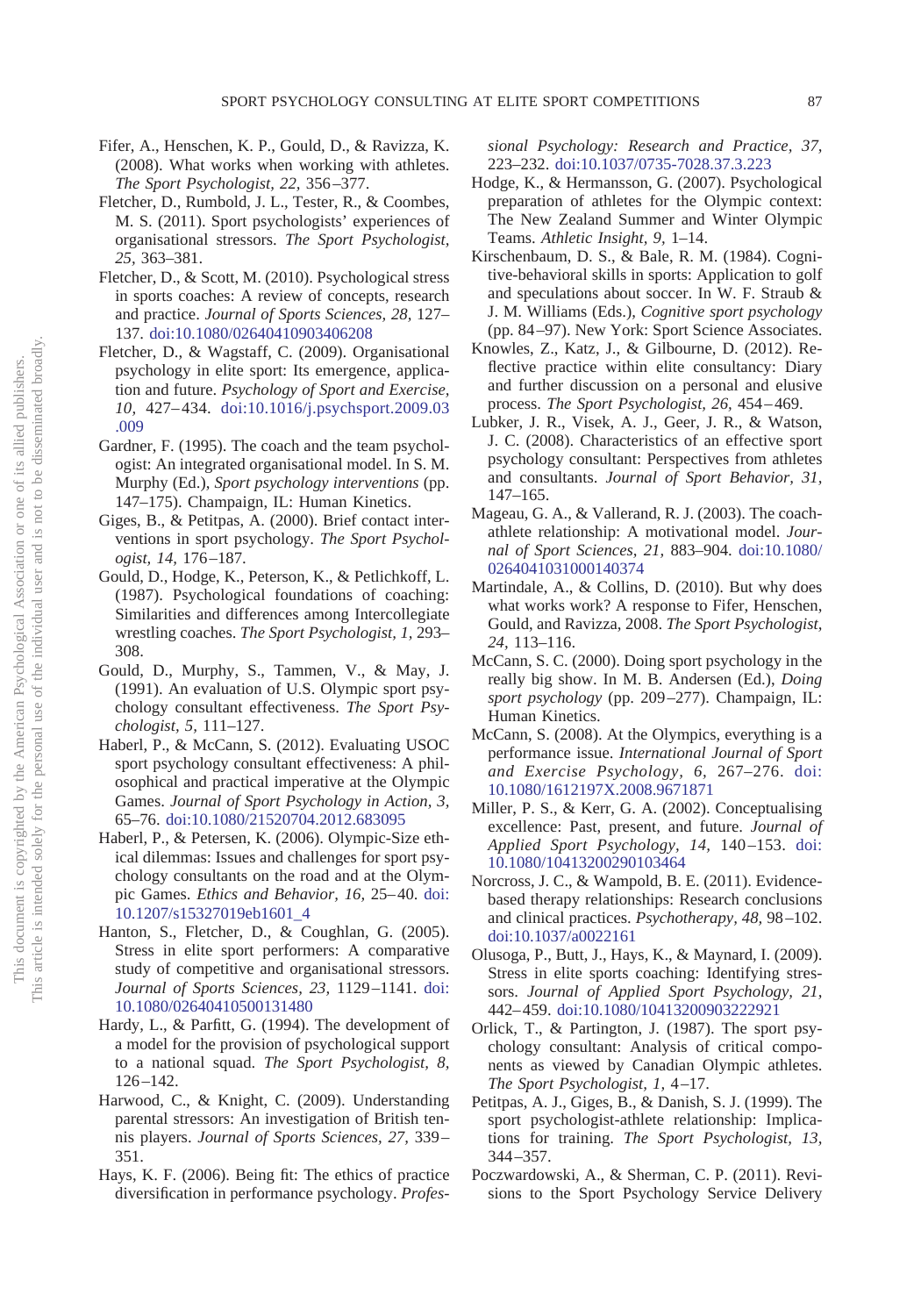Fifer, A., Henschen, K. P., Gould, D., & Ravizza, K. (2008). What works when working with athletes. *The Sport Psychologist, 22,* 356–377.

Fletcher, D., Rumbold, J. L., Tester, R., & Coombes, M. S. (2011). Sport psychologists' experiences of organisational stressors. *The Sport Psychologist, 25,* 363–381.

Fletcher, D., & Scott, M. (2010). Psychological stress in sports coaches: A review of concepts, research and practice. *Journal of Sports Sciences, 28,* 127–137. doi:10.1080/02640410903406208

Fletcher, D., & Wagstaff, C. (2009). Organisational psychology in elite sport: Its emergence, application and future. *Psychology of Sport and Exercise, 10,* 427–434. doi:10.1016/j.psychsport.2009.03.009

Gardner, F. (1995). The coach and the team psychologist: An integrated organisational model. In S. M. Murphy (Ed.), *Sport psychology interventions* (pp. 147–175). Champaign, IL: Human Kinetics.

Giges, B., & Petitpas, A. (2000). Brief contact interventions in sport psychology. *The Sport Psychologist, 14,* 176–187.

Gould, D., Hodge, K., Peterson, K., & Petlichkoff, L. (1987). Psychological foundations of coaching: Similarities and differences among Intercollegiate wrestling coaches. *The Sport Psychologist, 1,* 293–308.

Gould, D., Murphy, S., Tammen, V., & May, J. (1991). An evaluation of U.S. Olympic sport psychology consultant effectiveness. *The Sport Psychologist, 5,* 111–127.

Haberl, P., & McCann, S. (2012). Evaluating USOC sport psychology consultant effectiveness: A philosophical and practical imperative at the Olympic Games. *Journal of Sport Psychology in Action, 3,* 65–76. doi:10.1080/21520704.2012.683095

Haberl, P., & Petersen, K. (2006). Olympic-Size ethical dilemmas: Issues and challenges for sport psychology consultants on the road and at the Olympic Games. *Ethics and Behavior, 16,* 25–40. doi:10.1207/s15327019eb1601_4

Hanton, S., Fletcher, D., & Coughlan, G. (2005). Stress in elite sport performers: A comparative study of competitive and organisational stressors. *Journal of Sports Sciences, 23,* 1129–1141. doi:10.1080/02640410500131480

Hardy, L., & Parfitt, G. (1994). The development of a model for the provision of psychological support to a national squad. *The Sport Psychologist, 8,* 126–142.

Harwood, C., & Knight, C. (2009). Understanding parental stressors: An investigation of British tennis players. *Journal of Sports Sciences, 27,* 339–351.

Hays, K. F. (2006). Being fit: The ethics of practice diversification in performance psychology. *Professional Psychology: Research and Practice, 37,* 223–232. doi:10.1037/0735-7028.37.3.223

Hodge, K., & Hermansson, G. (2007). Psychological preparation of athletes for the Olympic context: The New Zealand Summer and Winter Olympic Teams. *Athletic Insight, 9,* 1–14.

Kirschenbaum, D. S., & Bale, R. M. (1984). Cognitive-behavioral skills in sports: Application to golf and speculations about soccer. In W. F. Straub & J. M. Williams (Eds.), *Cognitive sport psychology* (pp. 84–97). New York: Sport Science Associates.

Knowles, Z., Katz, J., & Gilbourne, D. (2012). Reflective practice within elite consultancy: Diary and further discussion on a personal and elusive process. *The Sport Psychologist, 26,* 454–469.

Lubker, J. R., Visek, A. J., Geer, J. R., & Watson, J. C. (2008). Characteristics of an effective sport psychology consultant: Perspectives from athletes and consultants. *Journal of Sport Behavior, 31,* 147–165.

Mageau, G. A., & Vallerand, R. J. (2003). The coach-athlete relationship: A motivational model. *Journal of Sport Sciences, 21,* 883–904. doi:10.1080/0264041031000140374

Martindale, A., & Collins, D. (2010). But why does what works work? A response to Fifer, Henschen, Gould, and Ravizza, 2008. *The Sport Psychologist, 24,* 113–116.

McCann, S. C. (2000). Doing sport psychology in the really big show. In M. B. Andersen (Ed.), *Doing sport psychology* (pp. 209–277). Champaign, IL: Human Kinetics.

McCann, S. (2008). At the Olympics, everything is a performance issue. *International Journal of Sport and Exercise Psychology, 6,* 267–276. doi:10.1080/1612197X.2008.9671871

Miller, P. S., & Kerr, G. A. (2002). Conceptualising excellence: Past, present, and future. *Journal of Applied Sport Psychology, 14,* 140–153. doi:10.1080/10413200290103464

Norcross, J. C., & Wampold, B. E. (2011). Evidence-based therapy relationships: Research conclusions and clinical practices. *Psychotherapy, 48,* 98–102. doi:10.1037/a0022161

Olusoga, P., Butt, J., Hays, K., & Maynard, I. (2009). Stress in elite sports coaching: Identifying stressors. *Journal of Applied Sport Psychology, 21,* 442–459. doi:10.1080/10413200903222921

Orlick, T., & Partington, J. (1987). The sport psychology consultant: Analysis of critical components as viewed by Canadian Olympic athletes. *The Sport Psychologist, 1,* 4–17.

Petitpas, A. J., Giges, B., & Danish, S. J. (1999). The sport psychologist-athlete relationship: Implications for training. *The Sport Psychologist, 13,* 344–357.

Poczwardowski, A., & Sherman, C. P. (2011). Revisions to the Sport Psychology Service Delivery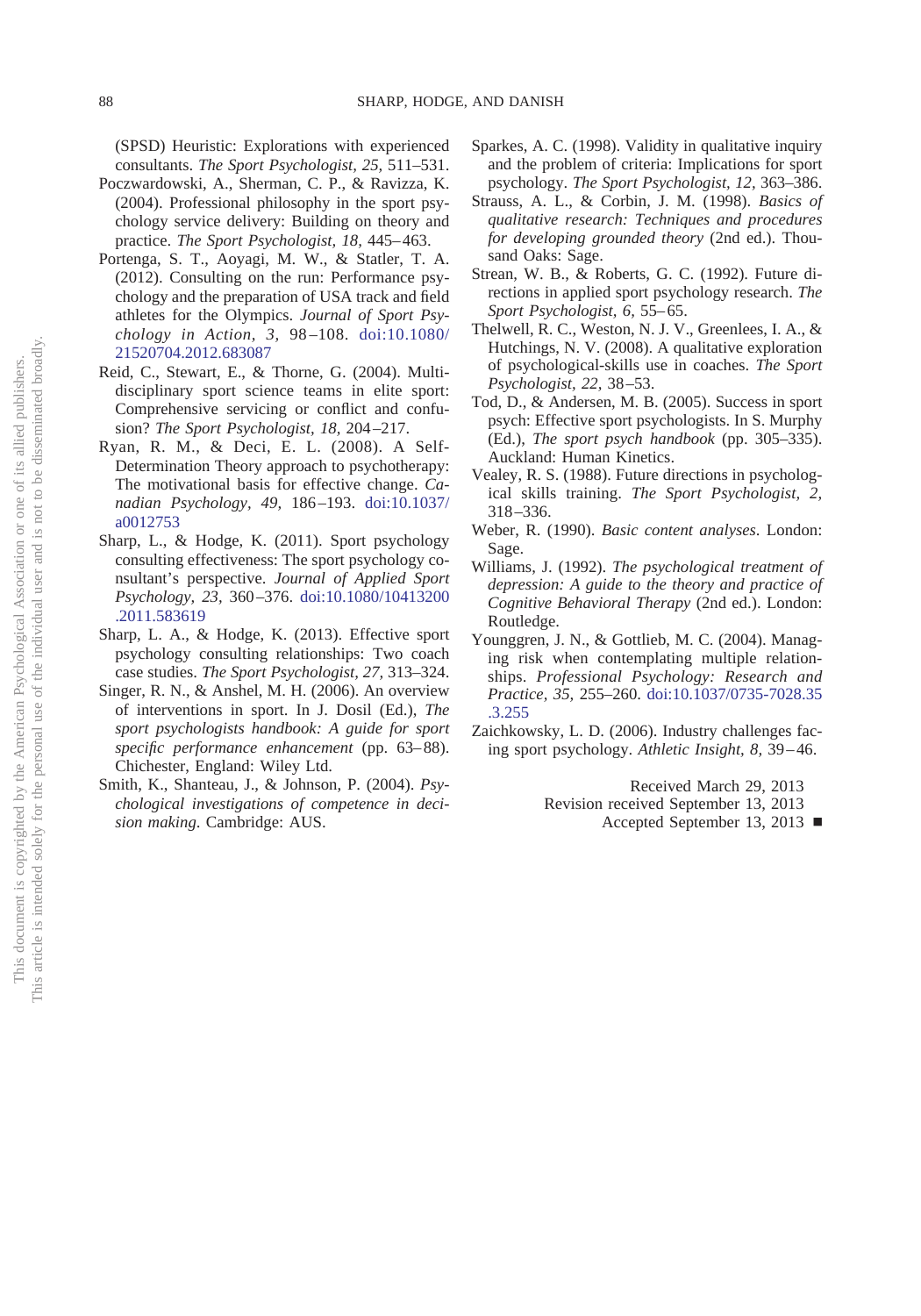(SPSD) Heuristic: Explorations with experienced consultants. *The Sport Psychologist, 25,* 511–531.

Poczwardowski, A., Sherman, C. P., & Ravizza, K. (2004). Professional philosophy in the sport psychology service delivery: Building on theory and practice. *The Sport Psychologist, 18,* 445–463.

Portenga, S. T., Aoyagi, M. W., & Statler, T. A. (2012). Consulting on the run: Performance psychology and the preparation of USA track and field athletes for the Olympics. *Journal of Sport Psychology in Action, 3,* 98–108. doi:10.1080/21520704.2012.683087

Reid, C., Stewart, E., & Thorne, G. (2004). Multidisciplinary sport science teams in elite sport: Comprehensive servicing or conflict and confusion? *The Sport Psychologist, 18,* 204–217.

Ryan, R. M., & Deci, E. L. (2008). A Self-Determination Theory approach to psychotherapy: The motivational basis for effective change. *Canadian Psychology, 49,* 186–193. doi:10.1037/a0012753

Sharp, L., & Hodge, K. (2011). Sport psychology consulting effectiveness: The sport psychology consultant's perspective. *Journal of Applied Sport Psychology, 23,* 360–376. doi:10.1080/10413200.2011.583619

Sharp, L. A., & Hodge, K. (2013). Effective sport psychology consulting relationships: Two coach case studies. *The Sport Psychologist, 27,* 313–324.

Singer, R. N., & Anshel, M. H. (2006). An overview of interventions in sport. In J. Dosil (Ed.), *The sport psychologists handbook: A guide for sport specific performance enhancement* (pp. 63–88). Chichester, England: Wiley Ltd.

Smith, K., Shanteau, J., & Johnson, P. (2004). *Psychological investigations of competence in decision making.* Cambridge: AUS.

Sparkes, A. C. (1998). Validity in qualitative inquiry and the problem of criteria: Implications for sport psychology. *The Sport Psychologist, 12,* 363–386.

Strauss, A. L., & Corbin, J. M. (1998). *Basics of qualitative research: Techniques and procedures for developing grounded theory* (2nd ed.). Thousand Oaks: Sage.

Strean, W. B., & Roberts, G. C. (1992). Future directions in applied sport psychology research. *The Sport Psychologist, 6,* 55–65.

Thelwell, R. C., Weston, N. J. V., Greenlees, I. A., & Hutchings, N. V. (2008). A qualitative exploration of psychological-skills use in coaches. *The Sport Psychologist, 22,* 38–53.

Tod, D., & Andersen, M. B. (2005). Success in sport psych: Effective sport psychologists. In S. Murphy (Ed.), *The sport psych handbook* (pp. 305–335). Auckland: Human Kinetics.

Vealey, R. S. (1988). Future directions in psychological skills training. *The Sport Psychologist, 2,* 318–336.

Weber, R. (1990). *Basic content analyses.* London: Sage.

Williams, J. (1992). *The psychological treatment of depression: A guide to the theory and practice of Cognitive Behavioral Therapy* (2nd ed.). London: Routledge.

Younggren, J. N., & Gottlieb, M. C. (2004). Managing risk when contemplating multiple relationships. *Professional Psychology: Research and Practice, 35,* 255–260. doi:10.1037/0735-7028.35.3.255

Zaichkowsky, L. D. (2006). Industry challenges facing sport psychology. *Athletic Insight, 8,* 39–46.

Received March 29, 2013
Revision received September 13, 2013
Accepted September 13, 2013 ■